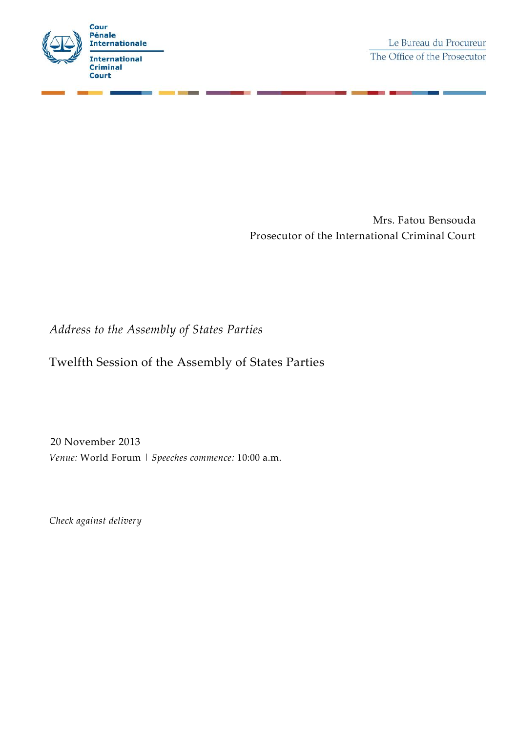Cour Pénale Internationale

International Criminal Court

Le Bureau du Procureur

The Office of the Prosecutor

Mrs. Fatou Bensouda
Prosecutor of the International Criminal Court

*Address to the Assembly of States Parties*

# Twelfth Session of the Assembly of States Parties

20 November 2013

*Venue:* World Forum | *Speeches commence:* 10:00 a.m.

*Check against delivery*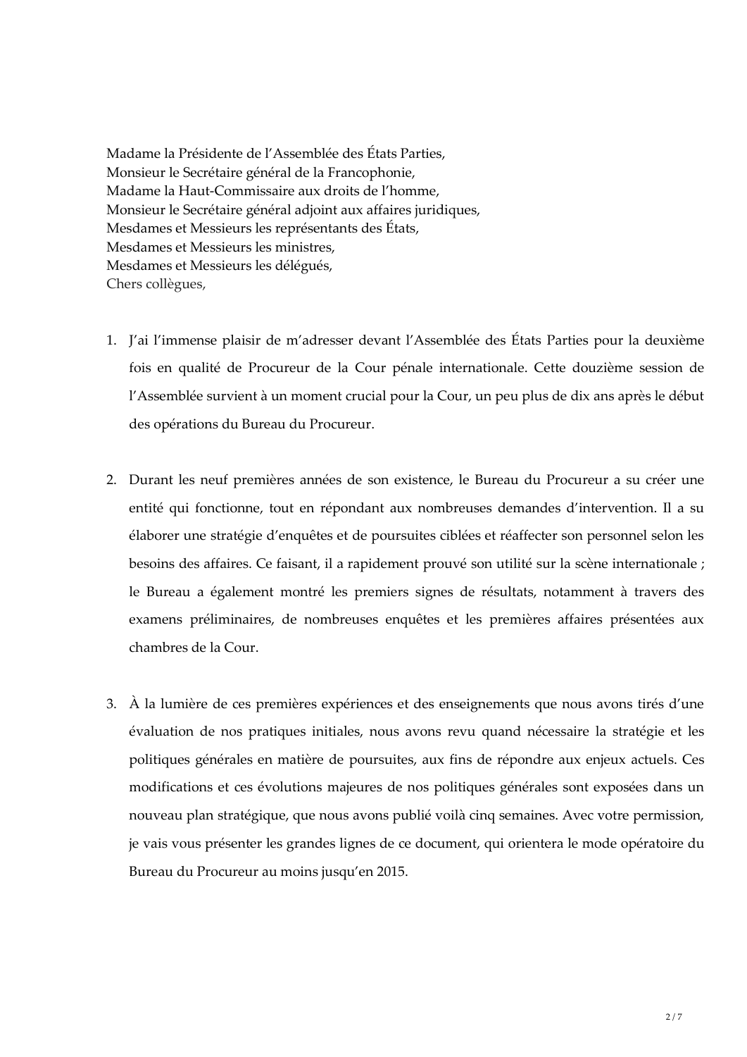Madame la Présidente de l'Assemblée des États Parties,
Monsieur le Secrétaire général de la Francophonie,
Madame la Haut-Commissaire aux droits de l'homme,
Monsieur le Secrétaire général adjoint aux affaires juridiques,
Mesdames et Messieurs les représentants des États,
Mesdames et Messieurs les ministres,
Mesdames et Messieurs les délégués,
Chers collègues,

1. J'ai l'immense plaisir de m'adresser devant l'Assemblée des États Parties pour la deuxième fois en qualité de Procureur de la Cour pénale internationale. Cette douzième session de l'Assemblée survient à un moment crucial pour la Cour, un peu plus de dix ans après le début des opérations du Bureau du Procureur.

2. Durant les neuf premières années de son existence, le Bureau du Procureur a su créer une entité qui fonctionne, tout en répondant aux nombreuses demandes d'intervention. Il a su élaborer une stratégie d'enquêtes et de poursuites ciblées et réaffecter son personnel selon les besoins des affaires. Ce faisant, il a rapidement prouvé son utilité sur la scène internationale ; le Bureau a également montré les premiers signes de résultats, notamment à travers des examens préliminaires, de nombreuses enquêtes et les premières affaires présentées aux chambres de la Cour.

3. À la lumière de ces premières expériences et des enseignements que nous avons tirés d'une évaluation de nos pratiques initiales, nous avons revu quand nécessaire la stratégie et les politiques générales en matière de poursuites, aux fins de répondre aux enjeux actuels. Ces modifications et ces évolutions majeures de nos politiques générales sont exposées dans un nouveau plan stratégique, que nous avons publié voilà cinq semaines. Avec votre permission, je vais vous présenter les grandes lignes de ce document, qui orientera le mode opératoire du Bureau du Procureur au moins jusqu'en 2015.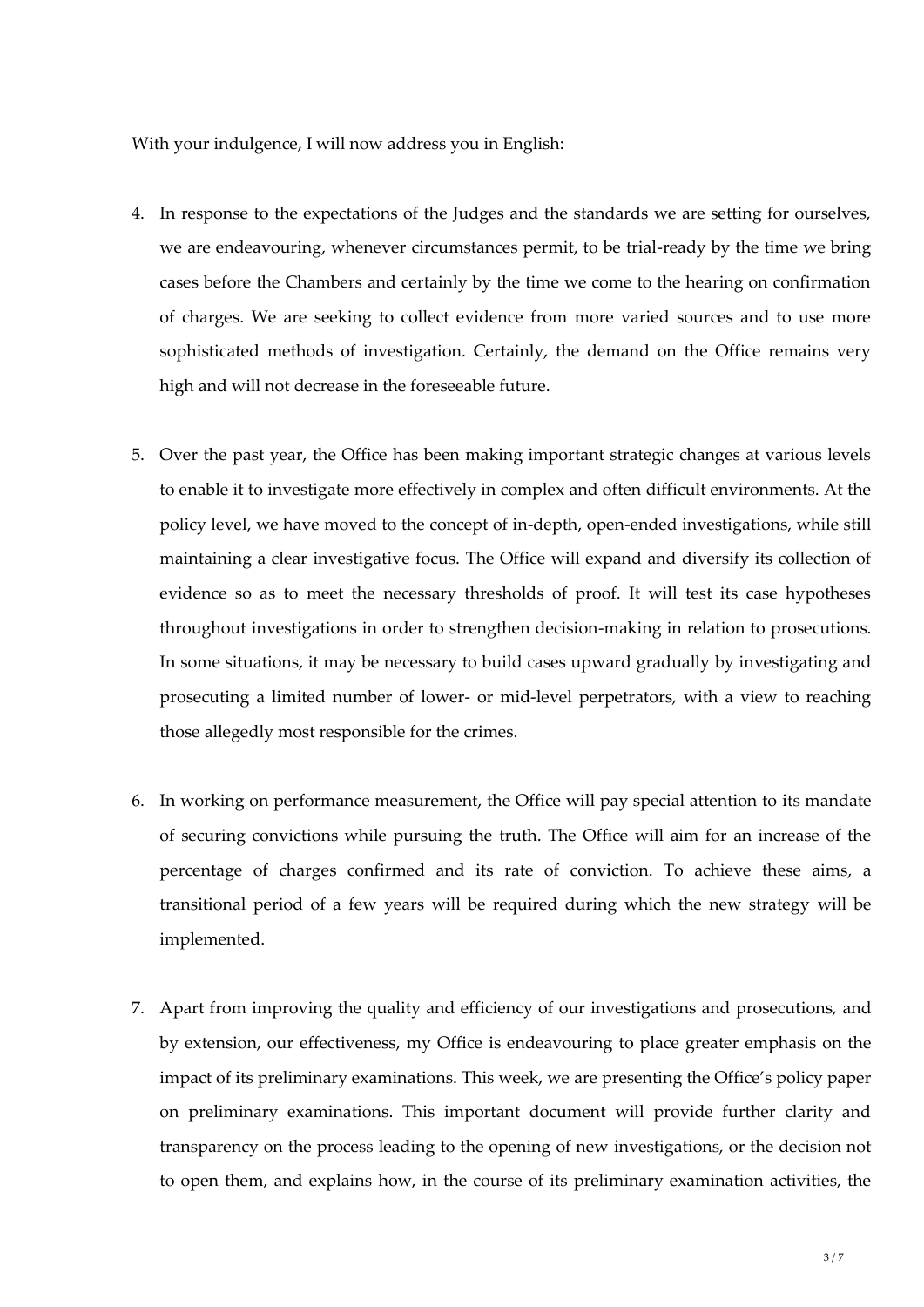With your indulgence, I will now address you in English:

4. In response to the expectations of the Judges and the standards we are setting for ourselves, we are endeavouring, whenever circumstances permit, to be trial-ready by the time we bring cases before the Chambers and certainly by the time we come to the hearing on confirmation of charges. We are seeking to collect evidence from more varied sources and to use more sophisticated methods of investigation. Certainly, the demand on the Office remains very high and will not decrease in the foreseeable future.

5. Over the past year, the Office has been making important strategic changes at various levels to enable it to investigate more effectively in complex and often difficult environments. At the policy level, we have moved to the concept of in-depth, open-ended investigations, while still maintaining a clear investigative focus. The Office will expand and diversify its collection of evidence so as to meet the necessary thresholds of proof. It will test its case hypotheses throughout investigations in order to strengthen decision-making in relation to prosecutions. In some situations, it may be necessary to build cases upward gradually by investigating and prosecuting a limited number of lower- or mid-level perpetrators, with a view to reaching those allegedly most responsible for the crimes.

6. In working on performance measurement, the Office will pay special attention to its mandate of securing convictions while pursuing the truth. The Office will aim for an increase of the percentage of charges confirmed and its rate of conviction. To achieve these aims, a transitional period of a few years will be required during which the new strategy will be implemented.

7. Apart from improving the quality and efficiency of our investigations and prosecutions, and by extension, our effectiveness, my Office is endeavouring to place greater emphasis on the impact of its preliminary examinations. This week, we are presenting the Office's policy paper on preliminary examinations. This important document will provide further clarity and transparency on the process leading to the opening of new investigations, or the decision not to open them, and explains how, in the course of its preliminary examination activities, the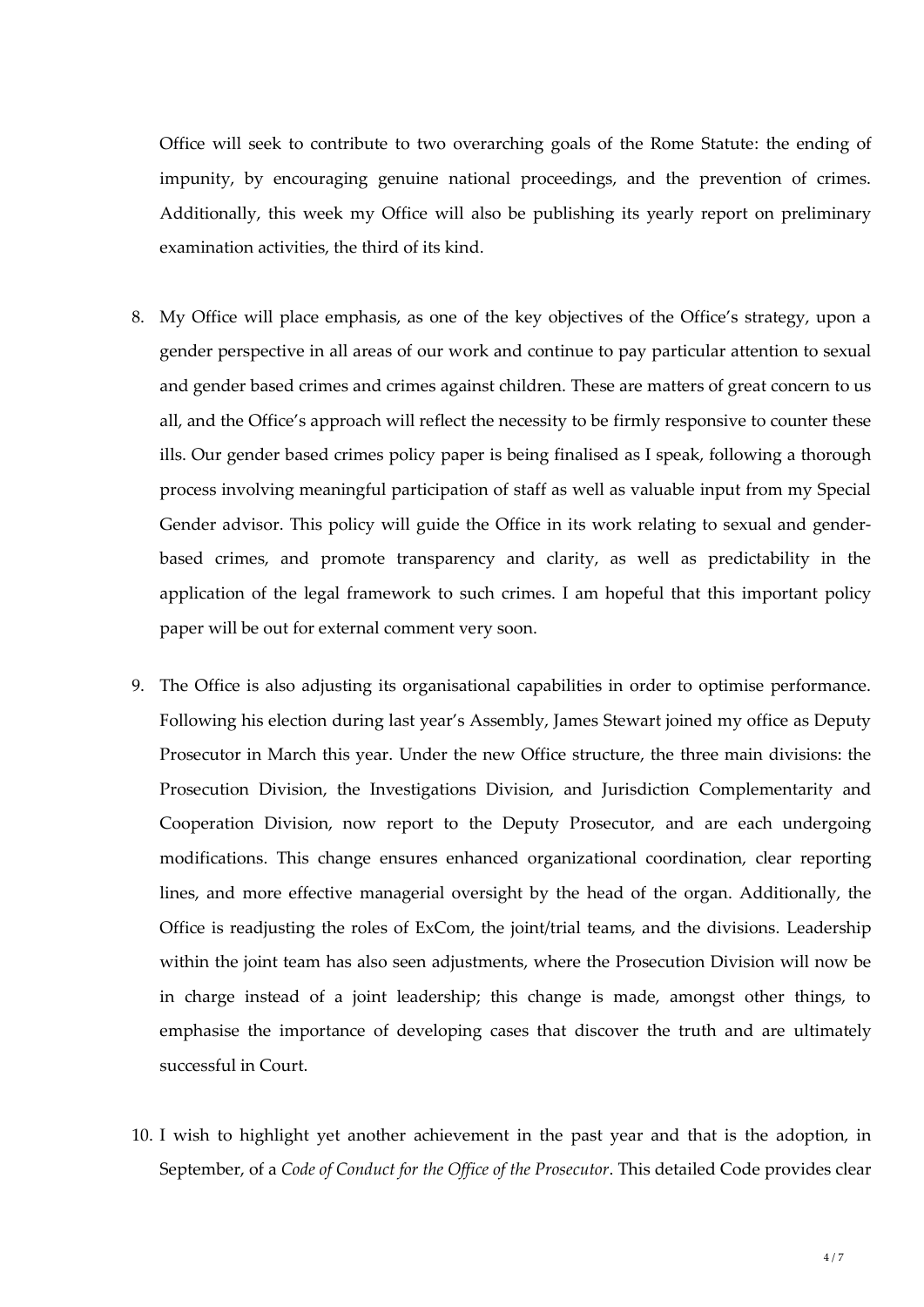Office will seek to contribute to two overarching goals of the Rome Statute: the ending of impunity, by encouraging genuine national proceedings, and the prevention of crimes. Additionally, this week my Office will also be publishing its yearly report on preliminary examination activities, the third of its kind.

8. My Office will place emphasis, as one of the key objectives of the Office's strategy, upon a gender perspective in all areas of our work and continue to pay particular attention to sexual and gender based crimes and crimes against children. These are matters of great concern to us all, and the Office's approach will reflect the necessity to be firmly responsive to counter these ills. Our gender based crimes policy paper is being finalised as I speak, following a thorough process involving meaningful participation of staff as well as valuable input from my Special Gender advisor. This policy will guide the Office in its work relating to sexual and gender-based crimes, and promote transparency and clarity, as well as predictability in the application of the legal framework to such crimes. I am hopeful that this important policy paper will be out for external comment very soon.

9. The Office is also adjusting its organisational capabilities in order to optimise performance. Following his election during last year's Assembly, James Stewart joined my office as Deputy Prosecutor in March this year. Under the new Office structure, the three main divisions: the Prosecution Division, the Investigations Division, and Jurisdiction Complementarity and Cooperation Division, now report to the Deputy Prosecutor, and are each undergoing modifications. This change ensures enhanced organizational coordination, clear reporting lines, and more effective managerial oversight by the head of the organ. Additionally, the Office is readjusting the roles of ExCom, the joint/trial teams, and the divisions. Leadership within the joint team has also seen adjustments, where the Prosecution Division will now be in charge instead of a joint leadership; this change is made, amongst other things, to emphasise the importance of developing cases that discover the truth and are ultimately successful in Court.

10. I wish to highlight yet another achievement in the past year and that is the adoption, in September, of a *Code of Conduct for the Office of the Prosecutor*. This detailed Code provides clear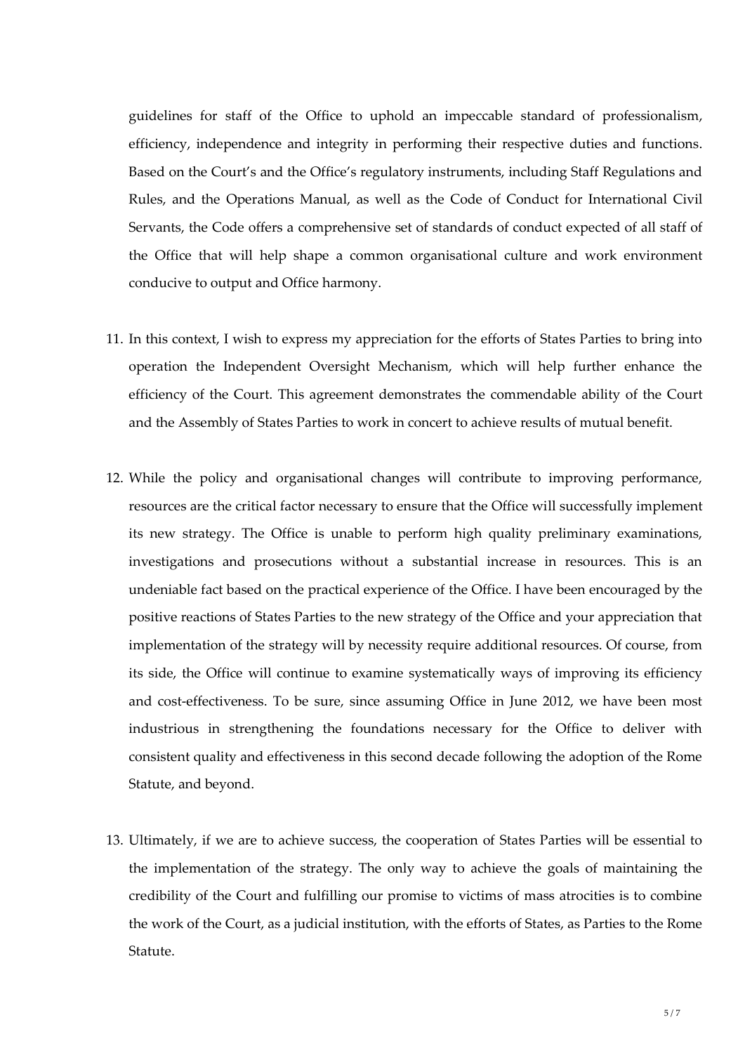guidelines for staff of the Office to uphold an impeccable standard of professionalism, efficiency, independence and integrity in performing their respective duties and functions. Based on the Court's and the Office's regulatory instruments, including Staff Regulations and Rules, and the Operations Manual, as well as the Code of Conduct for International Civil Servants, the Code offers a comprehensive set of standards of conduct expected of all staff of the Office that will help shape a common organisational culture and work environment conducive to output and Office harmony.

11. In this context, I wish to express my appreciation for the efforts of States Parties to bring into operation the Independent Oversight Mechanism, which will help further enhance the efficiency of the Court. This agreement demonstrates the commendable ability of the Court and the Assembly of States Parties to work in concert to achieve results of mutual benefit.

12. While the policy and organisational changes will contribute to improving performance, resources are the critical factor necessary to ensure that the Office will successfully implement its new strategy. The Office is unable to perform high quality preliminary examinations, investigations and prosecutions without a substantial increase in resources. This is an undeniable fact based on the practical experience of the Office. I have been encouraged by the positive reactions of States Parties to the new strategy of the Office and your appreciation that implementation of the strategy will by necessity require additional resources. Of course, from its side, the Office will continue to examine systematically ways of improving its efficiency and cost-effectiveness. To be sure, since assuming Office in June 2012, we have been most industrious in strengthening the foundations necessary for the Office to deliver with consistent quality and effectiveness in this second decade following the adoption of the Rome Statute, and beyond.

13. Ultimately, if we are to achieve success, the cooperation of States Parties will be essential to the implementation of the strategy. The only way to achieve the goals of maintaining the credibility of the Court and fulfilling our promise to victims of mass atrocities is to combine the work of the Court, as a judicial institution, with the efforts of States, as Parties to the Rome Statute.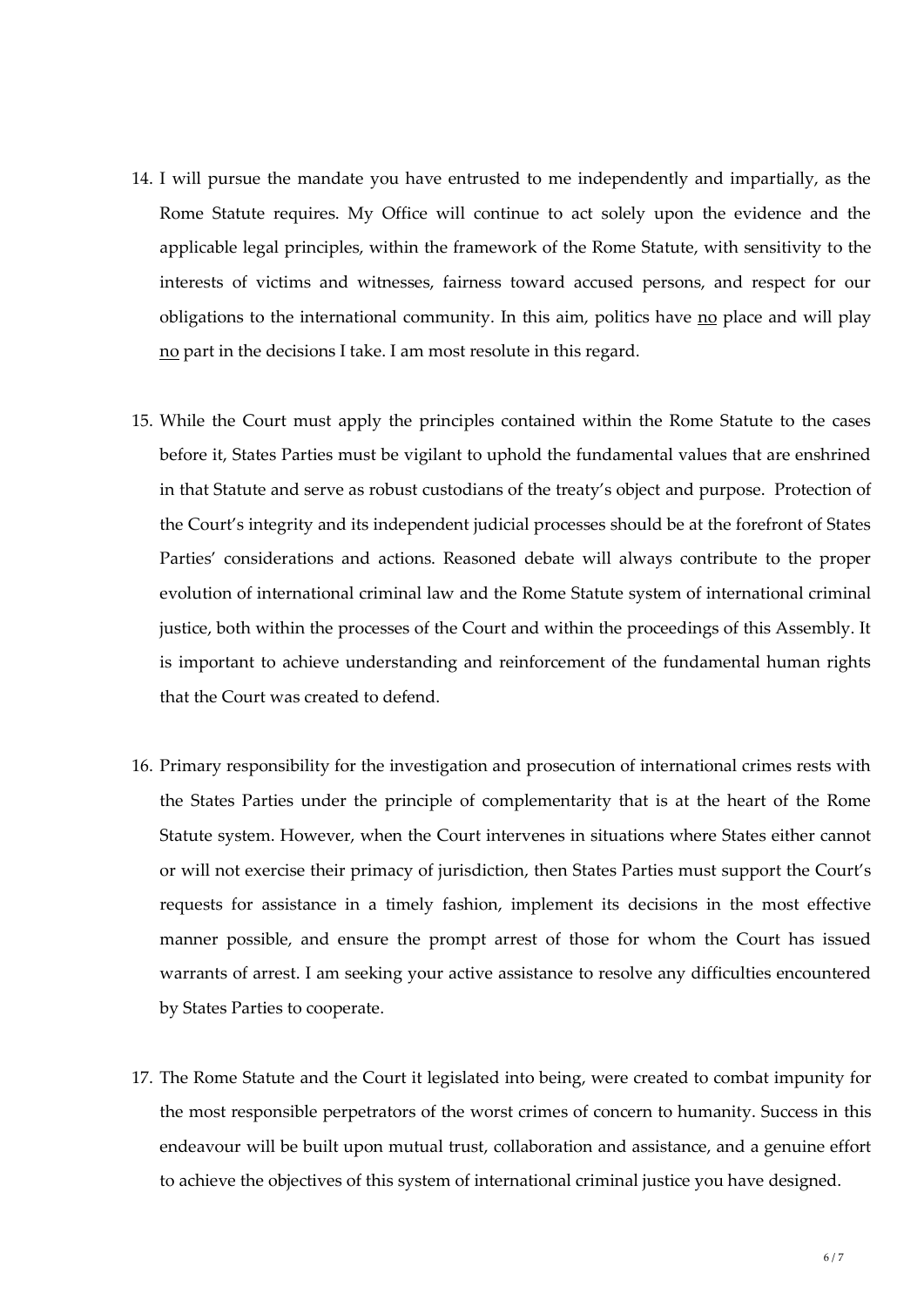14. I will pursue the mandate you have entrusted to me independently and impartially, as the Rome Statute requires. My Office will continue to act solely upon the evidence and the applicable legal principles, within the framework of the Rome Statute, with sensitivity to the interests of victims and witnesses, fairness toward accused persons, and respect for our obligations to the international community. In this aim, politics have <u>no</u> place and will play <u>no</u> part in the decisions I take. I am most resolute in this regard.

15. While the Court must apply the principles contained within the Rome Statute to the cases before it, States Parties must be vigilant to uphold the fundamental values that are enshrined in that Statute and serve as robust custodians of the treaty's object and purpose. Protection of the Court's integrity and its independent judicial processes should be at the forefront of States Parties' considerations and actions. Reasoned debate will always contribute to the proper evolution of international criminal law and the Rome Statute system of international criminal justice, both within the processes of the Court and within the proceedings of this Assembly. It is important to achieve understanding and reinforcement of the fundamental human rights that the Court was created to defend.

16. Primary responsibility for the investigation and prosecution of international crimes rests with the States Parties under the principle of complementarity that is at the heart of the Rome Statute system. However, when the Court intervenes in situations where States either cannot or will not exercise their primacy of jurisdiction, then States Parties must support the Court's requests for assistance in a timely fashion, implement its decisions in the most effective manner possible, and ensure the prompt arrest of those for whom the Court has issued warrants of arrest. I am seeking your active assistance to resolve any difficulties encountered by States Parties to cooperate.

17. The Rome Statute and the Court it legislated into being, were created to combat impunity for the most responsible perpetrators of the worst crimes of concern to humanity. Success in this endeavour will be built upon mutual trust, collaboration and assistance, and a genuine effort to achieve the objectives of this system of international criminal justice you have designed.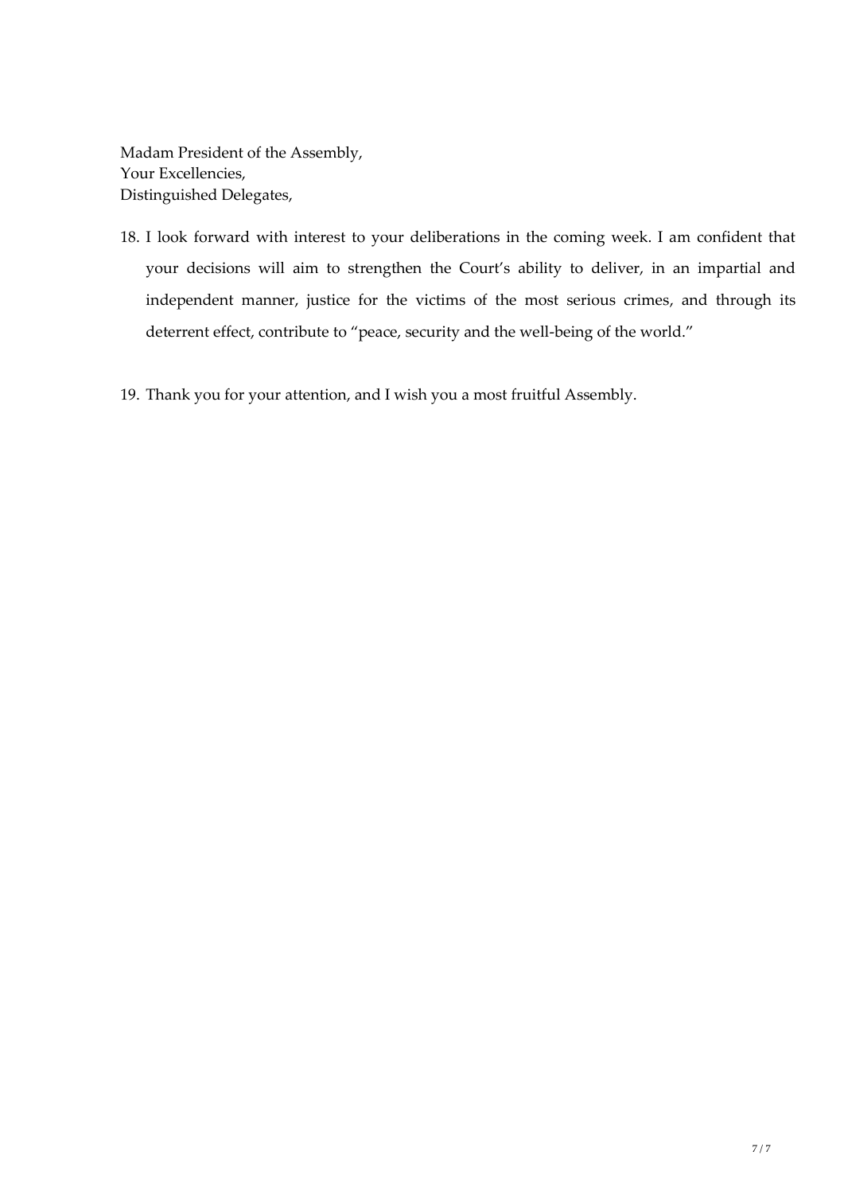Madam President of the Assembly,
Your Excellencies,
Distinguished Delegates,

18. I look forward with interest to your deliberations in the coming week. I am confident that your decisions will aim to strengthen the Court's ability to deliver, in an impartial and independent manner, justice for the victims of the most serious crimes, and through its deterrent effect, contribute to "peace, security and the well-being of the world."

19. Thank you for your attention, and I wish you a most fruitful Assembly.